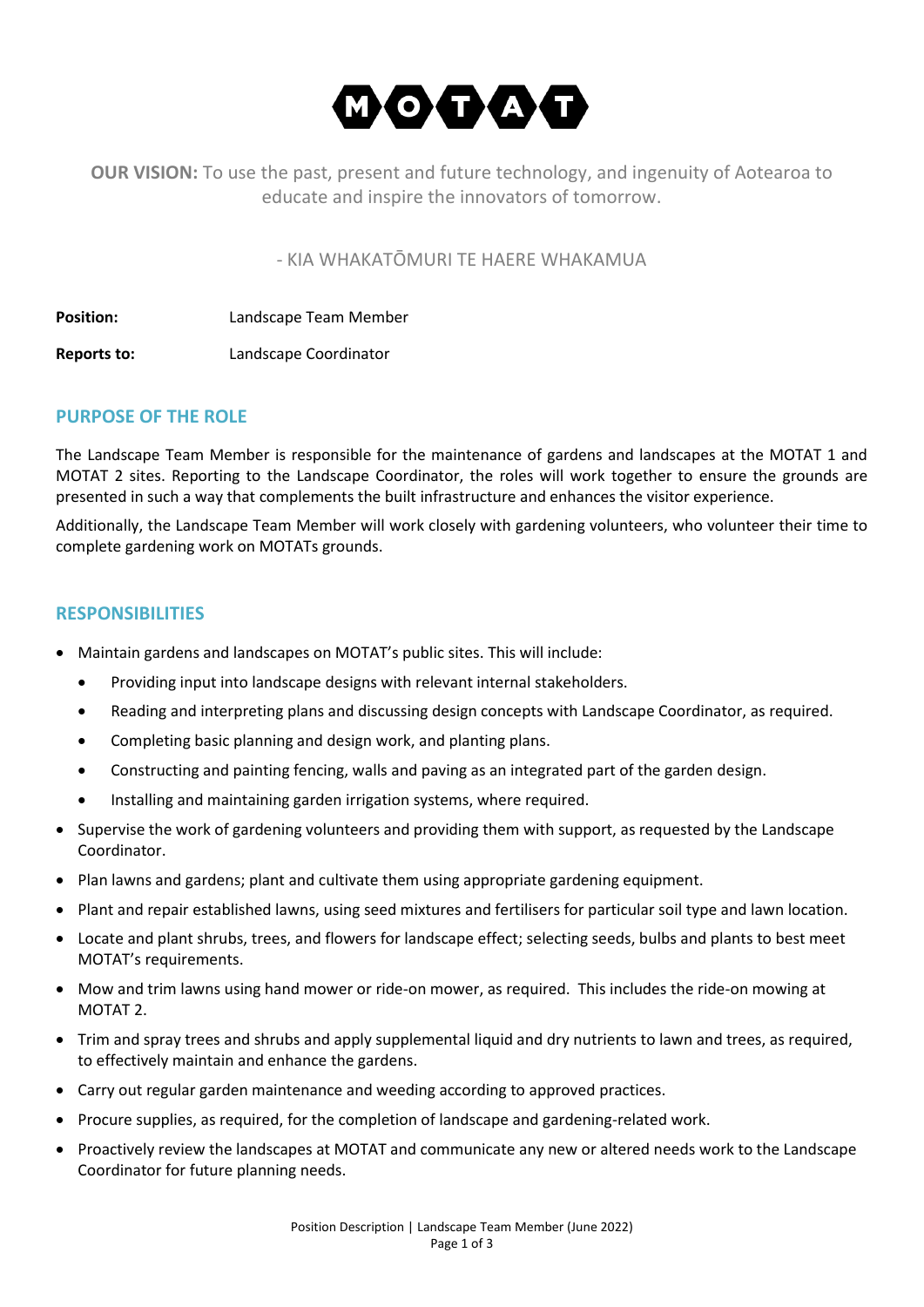# MOTAT

**OUR VISION:** To use the past, present and future technology, and ingenuity of Aotearoa to educate and inspire the innovators of tomorrow.

- KIA WHAKATŌMURI TE HAERE WHAKAMUA

**Position:** Landscape Team Member

**Reports to:** Landscape Coordinator

## PURPOSE OF THE ROLE

The Landscape Team Member is responsible for the maintenance of gardens and landscapes at the MOTAT 1 and MOTAT 2 sites. Reporting to the Landscape Coordinator, the roles will work together to ensure the grounds are presented in such a way that complements the built infrastructure and enhances the visitor experience.

Additionally, the Landscape Team Member will work closely with gardening volunteers, who volunteer their time to complete gardening work on MOTATs grounds.

## RESPONSIBILITIES

- Maintain gardens and landscapes on MOTAT's public sites. This will include:
  - Providing input into landscape designs with relevant internal stakeholders.
  - Reading and interpreting plans and discussing design concepts with Landscape Coordinator, as required.
  - Completing basic planning and design work, and planting plans.
  - Constructing and painting fencing, walls and paving as an integrated part of the garden design.
  - Installing and maintaining garden irrigation systems, where required.
- Supervise the work of gardening volunteers and providing them with support, as requested by the Landscape Coordinator.
- Plan lawns and gardens; plant and cultivate them using appropriate gardening equipment.
- Plant and repair established lawns, using seed mixtures and fertilisers for particular soil type and lawn location.
- Locate and plant shrubs, trees, and flowers for landscape effect; selecting seeds, bulbs and plants to best meet MOTAT's requirements.
- Mow and trim lawns using hand mower or ride-on mower, as required. This includes the ride-on mowing at MOTAT 2.
- Trim and spray trees and shrubs and apply supplemental liquid and dry nutrients to lawn and trees, as required, to effectively maintain and enhance the gardens.
- Carry out regular garden maintenance and weeding according to approved practices.
- Procure supplies, as required, for the completion of landscape and gardening-related work.
- Proactively review the landscapes at MOTAT and communicate any new or altered needs work to the Landscape Coordinator for future planning needs.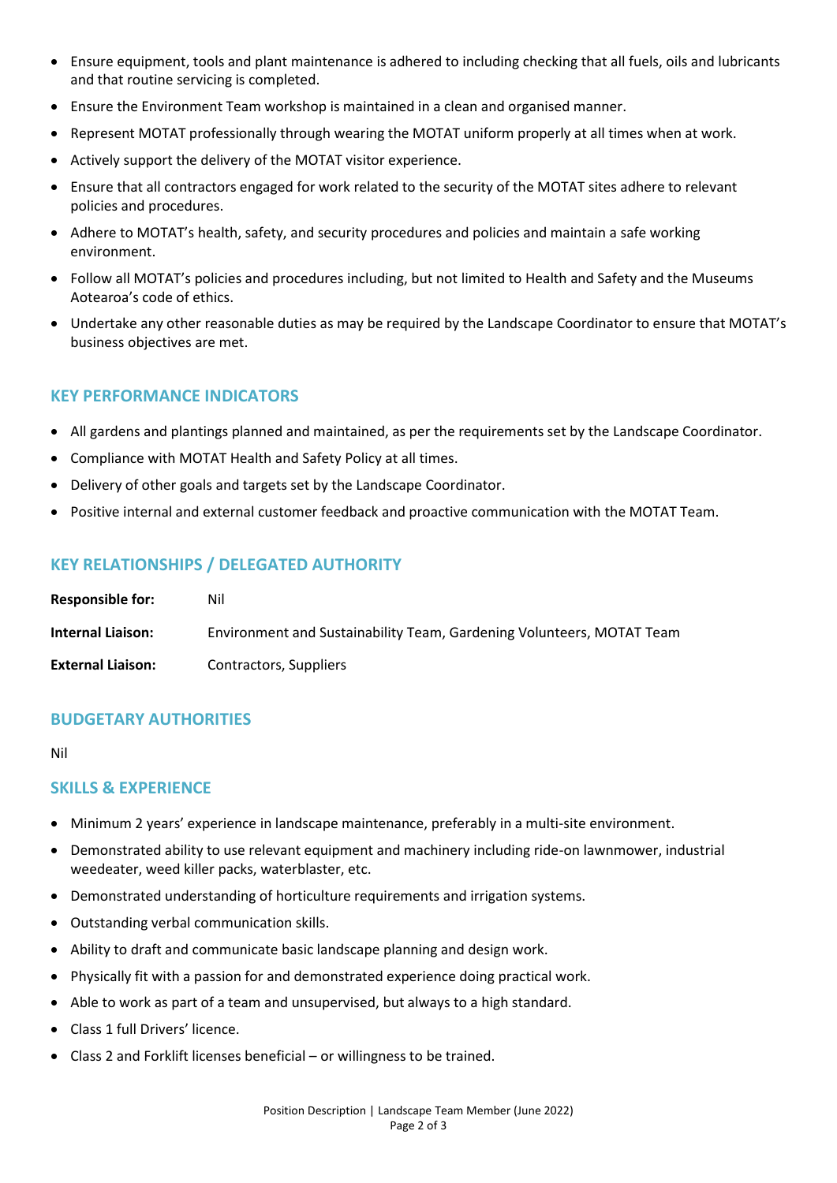- Ensure equipment, tools and plant maintenance is adhered to including checking that all fuels, oils and lubricants and that routine servicing is completed.
- Ensure the Environment Team workshop is maintained in a clean and organised manner.
- Represent MOTAT professionally through wearing the MOTAT uniform properly at all times when at work.
- Actively support the delivery of the MOTAT visitor experience.
- Ensure that all contractors engaged for work related to the security of the MOTAT sites adhere to relevant policies and procedures.
- Adhere to MOTAT's health, safety, and security procedures and policies and maintain a safe working environment.
- Follow all MOTAT's policies and procedures including, but not limited to Health and Safety and the Museums Aotearoa's code of ethics.
- Undertake any other reasonable duties as may be required by the Landscape Coordinator to ensure that MOTAT's business objectives are met.

## KEY PERFORMANCE INDICATORS

- All gardens and plantings planned and maintained, as per the requirements set by the Landscape Coordinator.
- Compliance with MOTAT Health and Safety Policy at all times.
- Delivery of other goals and targets set by the Landscape Coordinator.
- Positive internal and external customer feedback and proactive communication with the MOTAT Team.

## KEY RELATIONSHIPS / DELEGATED AUTHORITY

**Responsible for:** Nil

**Internal Liaison:** Environment and Sustainability Team, Gardening Volunteers, MOTAT Team

**External Liaison:** Contractors, Suppliers

## BUDGETARY AUTHORITIES

Nil

## SKILLS & EXPERIENCE

- Minimum 2 years' experience in landscape maintenance, preferably in a multi-site environment.
- Demonstrated ability to use relevant equipment and machinery including ride-on lawnmower, industrial weedeater, weed killer packs, waterblaster, etc.
- Demonstrated understanding of horticulture requirements and irrigation systems.
- Outstanding verbal communication skills.
- Ability to draft and communicate basic landscape planning and design work.
- Physically fit with a passion for and demonstrated experience doing practical work.
- Able to work as part of a team and unsupervised, but always to a high standard.
- Class 1 full Drivers' licence.
- Class 2 and Forklift licenses beneficial – or willingness to be trained.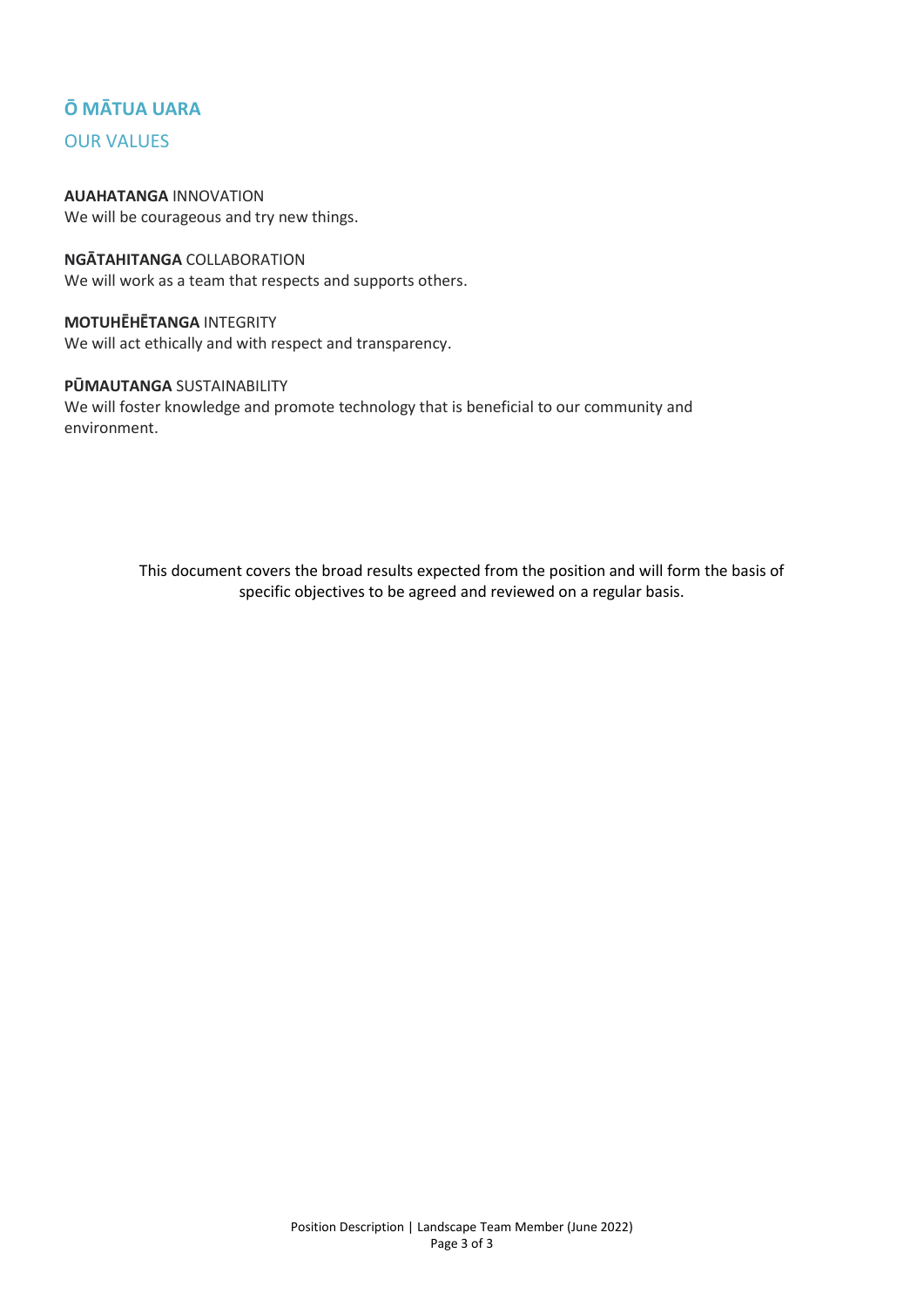## Ō MĀTUA UARA

### OUR VALUES

**AUAHATANGA** INNOVATION
We will be courageous and try new things.

**NGĀTAHITANGA** COLLABORATION
We will work as a team that respects and supports others.

**MOTUHĒHĒTANGA** INTEGRITY
We will act ethically and with respect and transparency.

**PŪMAUTANGA** SUSTAINABILITY
We will foster knowledge and promote technology that is beneficial to our community and environment.

This document covers the broad results expected from the position and will form the basis of specific objectives to be agreed and reviewed on a regular basis.